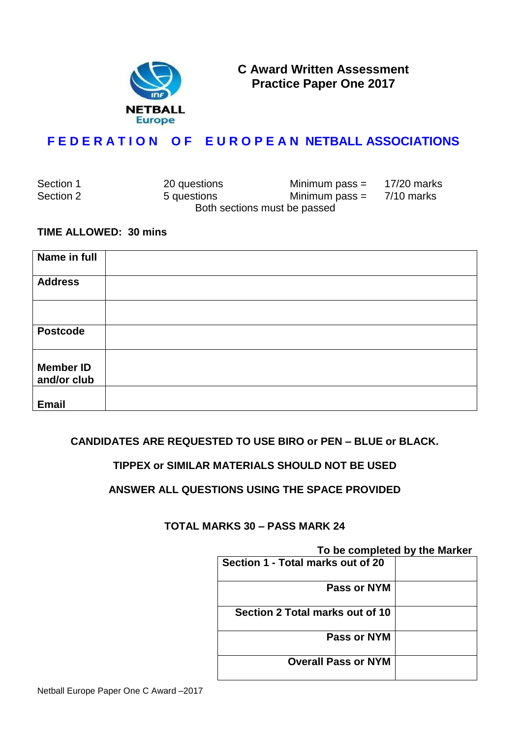NETBALL Europe

# C Award Written Assessment Practice Paper One 2017

## FEDERATION OF EUROPEAN NETBALL ASSOCIATIONS

| | | | |
|---|---|---|---|
| Section 1 | 20 questions | Minimum pass = | 17/20 marks |
| Section 2 | 5 questions | Minimum pass = | 7/10 marks |

Both sections must be passed

**TIME ALLOWED: 30 mins**

| | |
|---|---|
| **Name in full** | |
| **Address** | |
| | |
| **Postcode** | |
| **Member ID and/or club** | |
| **Email** | |

**CANDIDATES ARE REQUESTED TO USE BIRO or PEN – BLUE or BLACK.**

**TIPPEX or SIMILAR MATERIALS SHOULD NOT BE USED**

**ANSWER ALL QUESTIONS USING THE SPACE PROVIDED**

**TOTAL MARKS 30 – PASS MARK 24**

**To be completed by the Marker**

| | |
|---|---|
| **Section 1 - Total marks out of 20** | |
| **Pass or NYM** | |
| **Section 2 Total marks out of 10** | |
| **Pass or NYM** | |
| **Overall Pass or NYM** | |

Netball Europe Paper One C Award –2017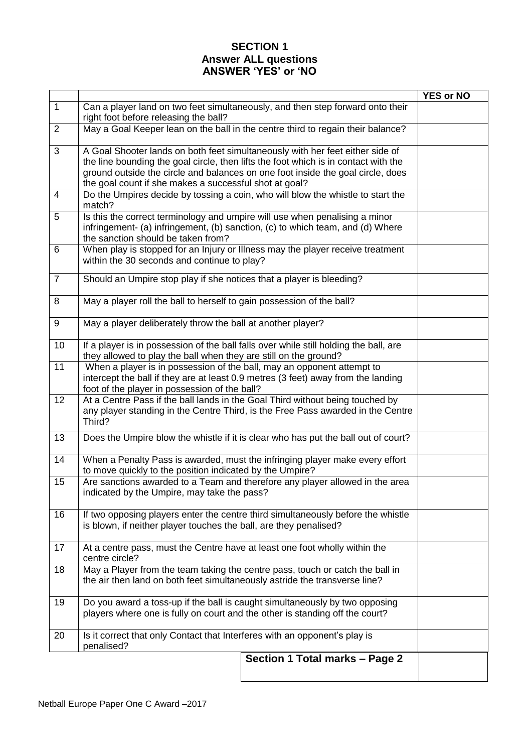**SECTION 1**
**Answer ALL questions**
**ANSWER 'YES' or 'NO**

| | | YES or NO |
|---|---|---|
| 1 | Can a player land on two feet simultaneously, and then step forward onto their right foot before releasing the ball? | |
| 2 | May a Goal Keeper lean on the ball in the centre third to regain their balance? | |
| 3 | A Goal Shooter lands on both feet simultaneously with her feet either side of the line bounding the goal circle, then lifts the foot which is in contact with the ground outside the circle and balances on one foot inside the goal circle, does the goal count if she makes a successful shot at goal? | |
| 4 | Do the Umpires decide by tossing a coin, who will blow the whistle to start the match? | |
| 5 | Is this the correct terminology and umpire will use when penalising a minor infringement- (a) infringement, (b) sanction, (c) to which team, and (d) Where the sanction should be taken from? | |
| 6 | When play is stopped for an Injury or Illness may the player receive treatment within the 30 seconds and continue to play? | |
| 7 | Should an Umpire stop play if she notices that a player is bleeding? | |
| 8 | May a player roll the ball to herself to gain possession of the ball? | |
| 9 | May a player deliberately throw the ball at another player? | |
| 10 | If a player is in possession of the ball falls over while still holding the ball, are they allowed to play the ball when they are still on the ground? | |
| 11 | When a player is in possession of the ball, may an opponent attempt to intercept the ball if they are at least 0.9 metres (3 feet) away from the landing foot of the player in possession of the ball? | |
| 12 | At a Centre Pass if the ball lands in the Goal Third without being touched by any player standing in the Centre Third, is the Free Pass awarded in the Centre Third? | |
| 13 | Does the Umpire blow the whistle if it is clear who has put the ball out of court? | |
| 14 | When a Penalty Pass is awarded, must the infringing player make every effort to move quickly to the position indicated by the Umpire? | |
| 15 | Are sanctions awarded to a Team and therefore any player allowed in the area indicated by the Umpire, may take the pass? | |
| 16 | If two opposing players enter the centre third simultaneously before the whistle is blown, if neither player touches the ball, are they penalised? | |
| 17 | At a centre pass, must the Centre have at least one foot wholly within the centre circle? | |
| 18 | May a Player from the team taking the centre pass, touch or catch the ball in the air then land on both feet simultaneously astride the transverse line? | |
| 19 | Do you award a toss-up if the ball is caught simultaneously by two opposing players where one is fully on court and the other is standing off the court? | |
| 20 | Is it correct that only Contact that Interferes with an opponent's play is penalised? | |
| | **Section 1 Total marks – Page 2** | |

Netball Europe Paper One C Award –2017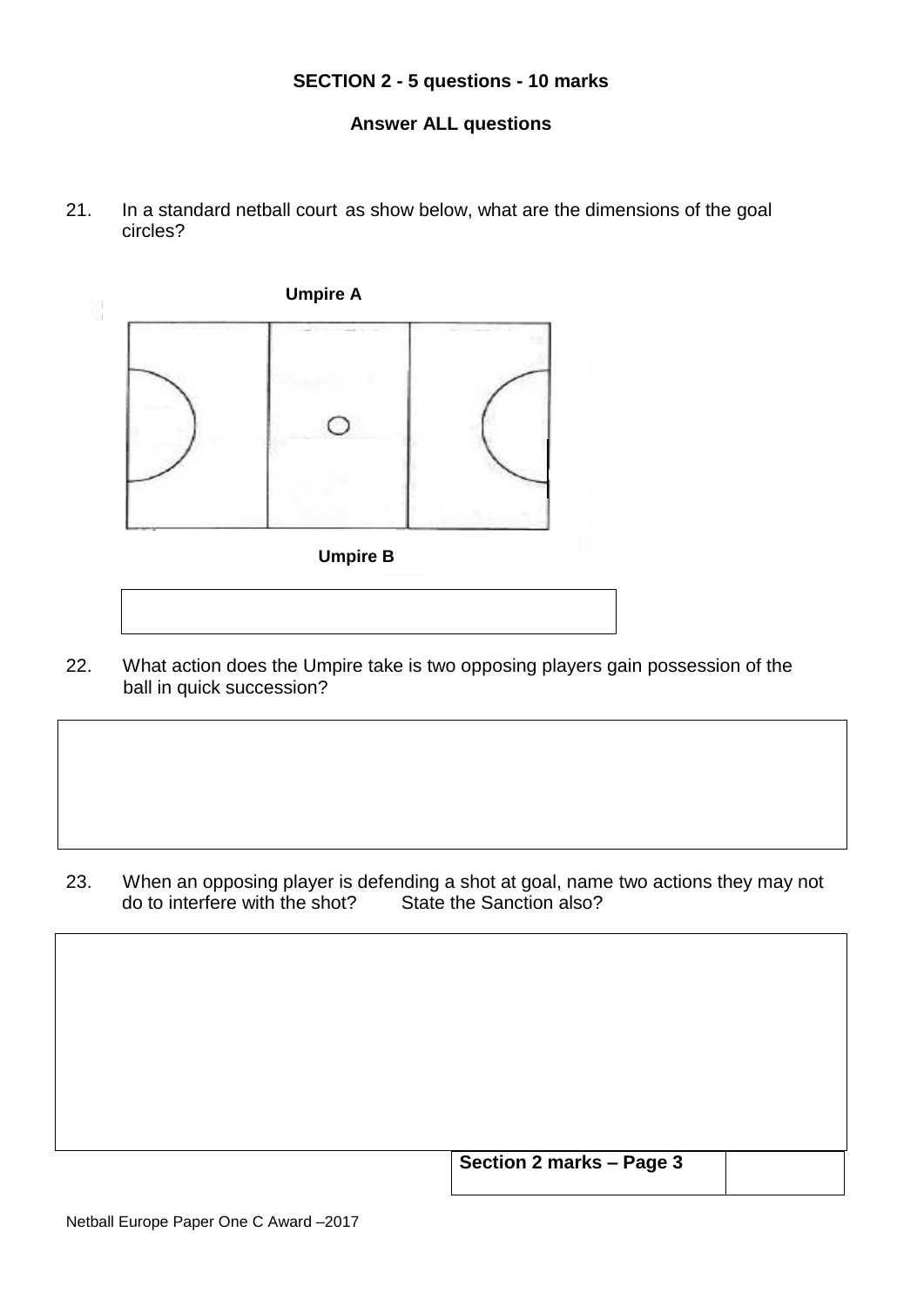**SECTION 2 - 5 questions - 10 marks**

**Answer ALL questions**

21. In a standard netball court as show below, what are the dimensions of the goal circles?

**Umpire A**

**Umpire B**

22. What action does the Umpire take is two opposing players gain possession of the ball in quick succession?

23. When an opposing player is defending a shot at goal, name two actions they may not do to interfere with the shot? State the Sanction also?

| **Section 2 marks – Page 3** | |
|---|---|

Netball Europe Paper One C Award –2017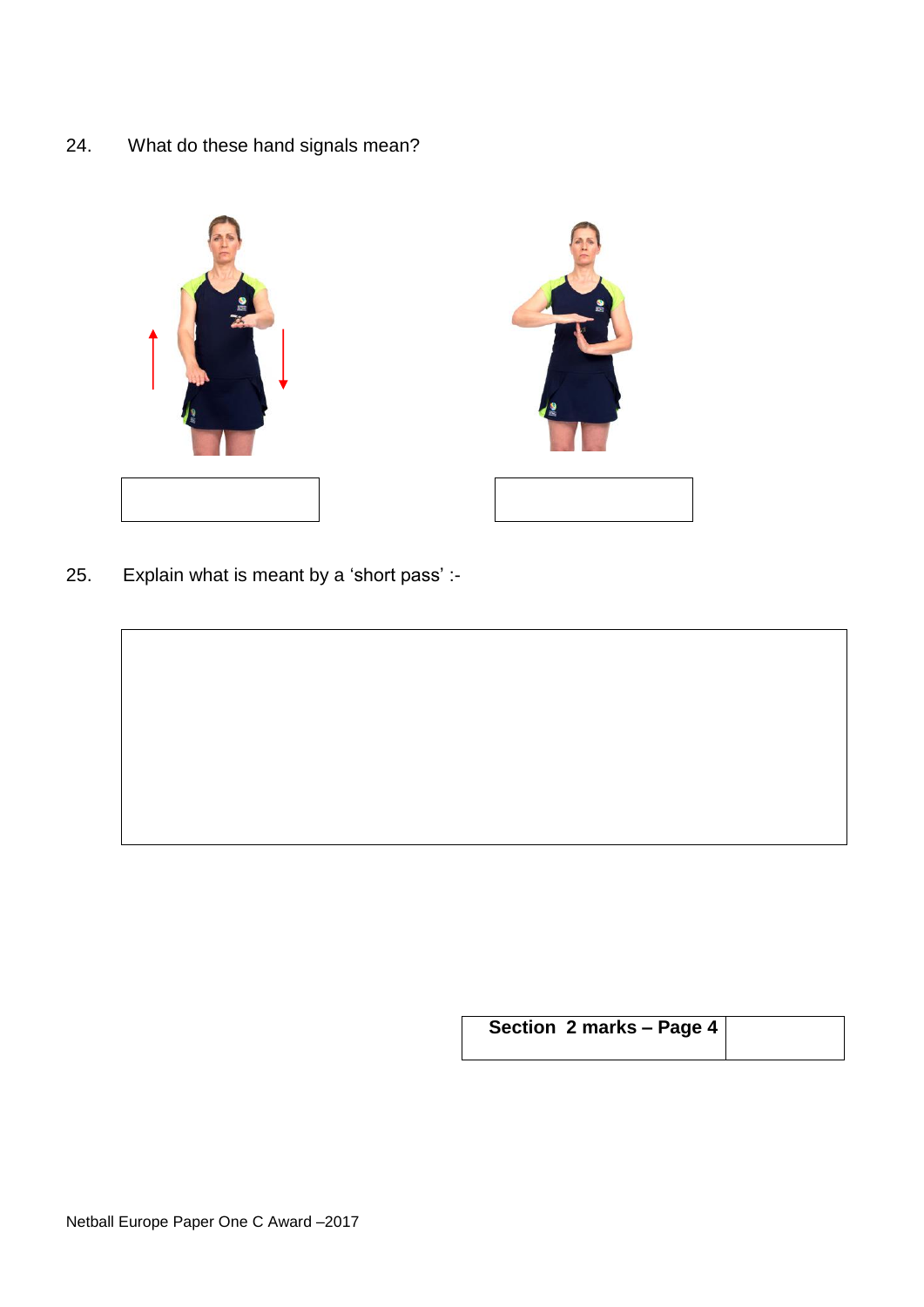24. What do these hand signals mean?

25. Explain what is meant by a 'short pass' :-

**Section 2 marks – Page 4**

Netball Europe Paper One C Award –2017